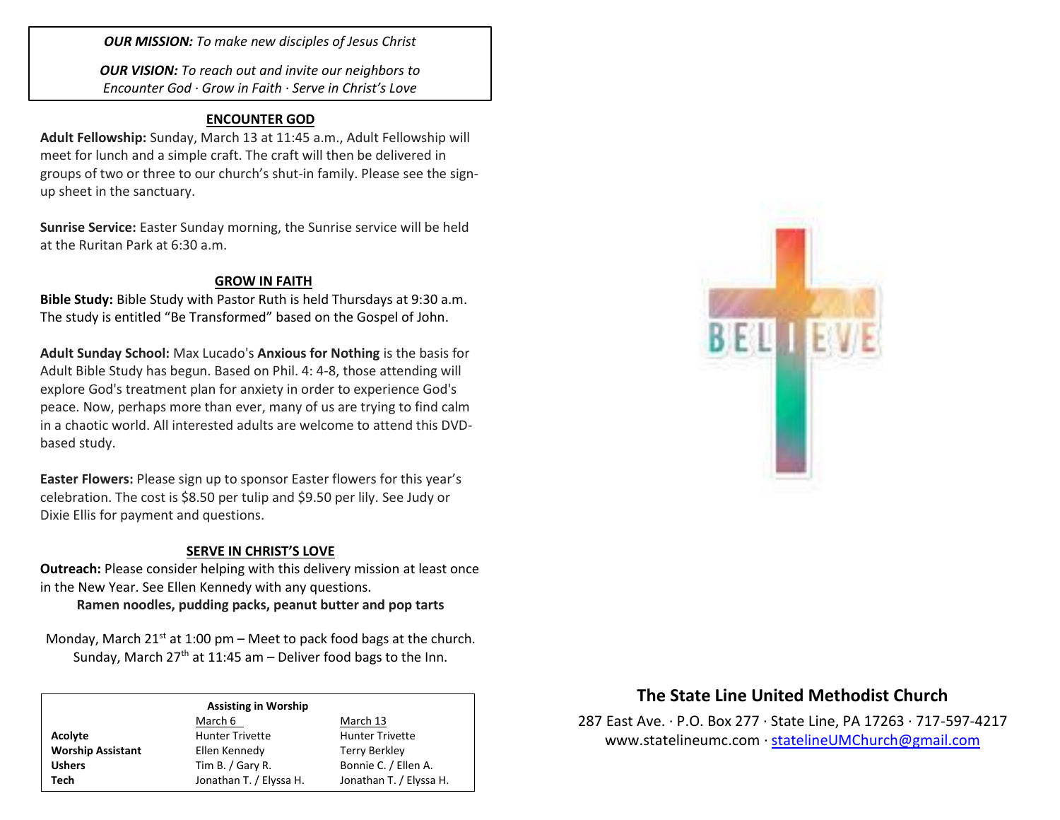***OUR MISSION:*** *To make new disciples of Jesus Christ*

***OUR VISION:*** *To reach out and invite our neighbors to Encounter God · Grow in Faith · Serve in Christ's Love*

## ENCOUNTER GOD

**Adult Fellowship:** Sunday, March 13 at 11:45 a.m., Adult Fellowship will meet for lunch and a simple craft. The craft will then be delivered in groups of two or three to our church's shut-in family. Please see the sign-up sheet in the sanctuary.

**Sunrise Service:** Easter Sunday morning, the Sunrise service will be held at the Ruritan Park at 6:30 a.m.

## GROW IN FAITH

**Bible Study:** Bible Study with Pastor Ruth is held Thursdays at 9:30 a.m. The study is entitled "Be Transformed" based on the Gospel of John.

**Adult Sunday School:** Max Lucado's **Anxious for Nothing** is the basis for Adult Bible Study has begun. Based on Phil. 4: 4-8, those attending will explore God's treatment plan for anxiety in order to experience God's peace. Now, perhaps more than ever, many of us are trying to find calm in a chaotic world. All interested adults are welcome to attend this DVD-based study.

**Easter Flowers:** Please sign up to sponsor Easter flowers for this year's celebration. The cost is $8.50 per tulip and $9.50 per lily. See Judy or Dixie Ellis for payment and questions.

## SERVE IN CHRIST'S LOVE

**Outreach:** Please consider helping with this delivery mission at least once in the New Year. See Ellen Kennedy with any questions.

**Ramen noodles, pudding packs, peanut butter and pop tarts**

Monday, March 21st at 1:00 pm – Meet to pack food bags at the church.
Sunday, March 27th at 11:45 am – Deliver food bags to the Inn.

**Assisting in Worship**

| | March 6 | March 13 |
|---|---|---|
| **Acolyte** | Hunter Trivette | Hunter Trivette |
| **Worship Assistant** | Ellen Kennedy | Terry Berkley |
| **Ushers** | Tim B. / Gary R. | Bonnie C. / Ellen A. |
| **Tech** | Jonathan T. / Elyssa H. | Jonathan T. / Elyssa H. |

BELIEVE

## The State Line United Methodist Church

287 East Ave. · P.O. Box 277 · State Line, PA 17263 · 717-597-4217
www.statelineumc.com · statelineUMChurch@gmail.com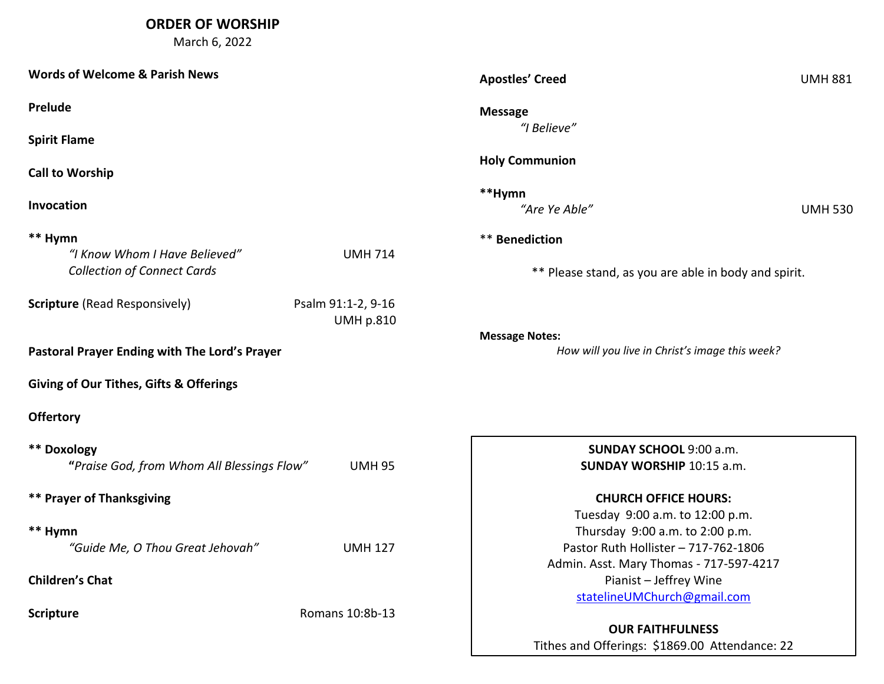## ORDER OF WORSHIP

March 6, 2022

**Words of Welcome & Parish News**

**Prelude**

**Spirit Flame**

**Call to Worship**

**Invocation**

**\*\* Hymn**
*"I Know Whom I Have Believed"* UMH 714
*Collection of Connect Cards*

**Scripture** (Read Responsively) Psalm 91:1-2, 9-16
UMH p.810

**Pastoral Prayer Ending with The Lord's Prayer**

**Giving of Our Tithes, Gifts & Offerings**

**Offertory**

**\*\* Doxology**
**"***Praise God, from Whom All Blessings Flow"* UMH 95

**\*\* Prayer of Thanksgiving**

**\*\* Hymn**
*"Guide Me, O Thou Great Jehovah"* UMH 127

**Children's Chat**

**Scripture** Romans 10:8b-13

**Apostles' Creed** UMH 881

**Message**
*"I Believe"*

**Holy Communion**

**\*\*Hymn**
*"Are Ye Able"* UMH 530

\*\* **Benediction**

\*\* Please stand, as you are able in body and spirit.

**Message Notes:**
*How will you live in Christ's image this week?*

**SUNDAY SCHOOL** 9:00 a.m.
**SUNDAY WORSHIP** 10:15 a.m.

**CHURCH OFFICE HOURS:**
Tuesday 9:00 a.m. to 12:00 p.m.
Thursday 9:00 a.m. to 2:00 p.m.
Pastor Ruth Hollister – 717-762-1806
Admin. Asst. Mary Thomas - 717-597-4217
Pianist – Jeffrey Wine
statelineUMChurch@gmail.com

**OUR FAITHFULNESS**
Tithes and Offerings: $1869.00 Attendance: 22